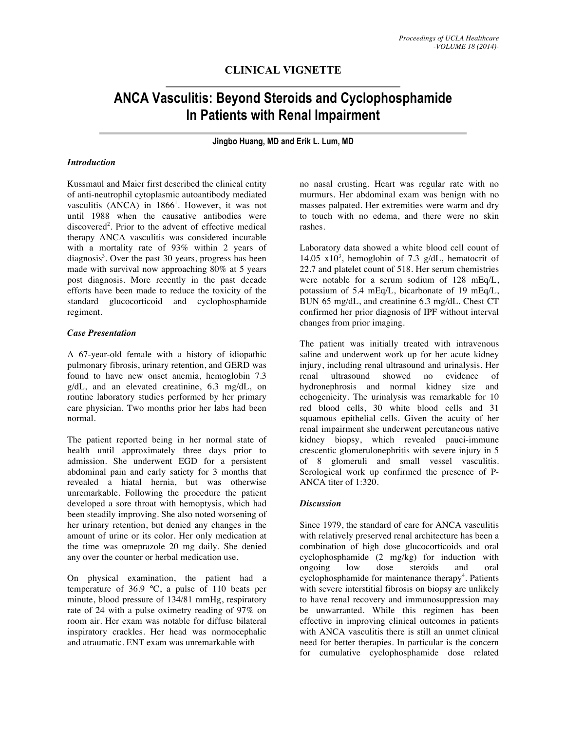### CLINICAL VIGNETTE

# ANCA Vasculitis: Beyond Steroids and Cyclophosphamide In Patients with Renal Impairment

**Jingbo Huang, MD and Erik L. Lum, MD**

### *Introduction*

Kussmaul and Maier first described the clinical entity of anti-neutrophil cytoplasmic autoantibody mediated vasculitis (ANCA) in 1866[1]. However, it was not until 1988 when the causative antibodies were discovered[2]. Prior to the advent of effective medical therapy ANCA vasculitis was considered incurable with a mortality rate of 93% within 2 years of diagnosis[3]. Over the past 30 years, progress has been made with survival now approaching 80% at 5 years post diagnosis. More recently in the past decade efforts have been made to reduce the toxicity of the standard glucocorticoid and cyclophosphamide regiment.

### *Case Presentation*

A 67-year-old female with a history of idiopathic pulmonary fibrosis, urinary retention, and GERD was found to have new onset anemia, hemoglobin 7.3 g/dL, and an elevated creatinine, 6.3 mg/dL, on routine laboratory studies performed by her primary care physician. Two months prior her labs had been normal.

The patient reported being in her normal state of health until approximately three days prior to admission. She underwent EGD for a persistent abdominal pain and early satiety for 3 months that revealed a hiatal hernia, but was otherwise unremarkable. Following the procedure the patient developed a sore throat with hemoptysis, which had been steadily improving. She also noted worsening of her urinary retention, but denied any changes in the amount of urine or its color. Her only medication at the time was omeprazole 20 mg daily. She denied any over the counter or herbal medication use.

On physical examination, the patient had a temperature of 36.9 °C, a pulse of 110 beats per minute, blood pressure of 134/81 mmHg, respiratory rate of 24 with a pulse oximetry reading of 97% on room air. Her exam was notable for diffuse bilateral inspiratory crackles. Her head was normocephalic and atraumatic. ENT exam was unremarkable with no nasal crusting. Heart was regular rate with no murmurs. Her abdominal exam was benign with no masses palpated. Her extremities were warm and dry to touch with no edema, and there were no skin rashes.

Laboratory data showed a white blood cell count of 14.05 $\times 10^3$, hemoglobin of 7.3 g/dL, hematocrit of 22.7 and platelet count of 518. Her serum chemistries were notable for a serum sodium of 128 mEq/L, potassium of 5.4 mEq/L, bicarbonate of 19 mEq/L, BUN 65 mg/dL, and creatinine 6.3 mg/dL. Chest CT confirmed her prior diagnosis of IPF without interval changes from prior imaging.

The patient was initially treated with intravenous saline and underwent work up for her acute kidney injury, including renal ultrasound and urinalysis. Her renal ultrasound showed no evidence of hydronephrosis and normal kidney size and echogenicity. The urinalysis was remarkable for 10 red blood cells, 30 white blood cells and 31 squamous epithelial cells. Given the acuity of her renal impairment she underwent percutaneous native kidney biopsy, which revealed pauci-immune crescentic glomerulonephritis with severe injury in 5 of 8 glomeruli and small vessel vasculitis. Serological work up confirmed the presence of P-ANCA titer of 1:320.

### *Discussion*

Since 1979, the standard of care for ANCA vasculitis with relatively preserved renal architecture has been a combination of high dose glucocorticoids and oral cyclophosphamide (2 mg/kg) for induction with ongoing low dose steroids and oral cyclophosphamide for maintenance therapy[4]. Patients with severe interstitial fibrosis on biopsy are unlikely to have renal recovery and immunosuppression may be unwarranted. While this regimen has been effective in improving clinical outcomes in patients with ANCA vasculitis there is still an unmet clinical need for better therapies. In particular is the concern for cumulative cyclophosphamide dose related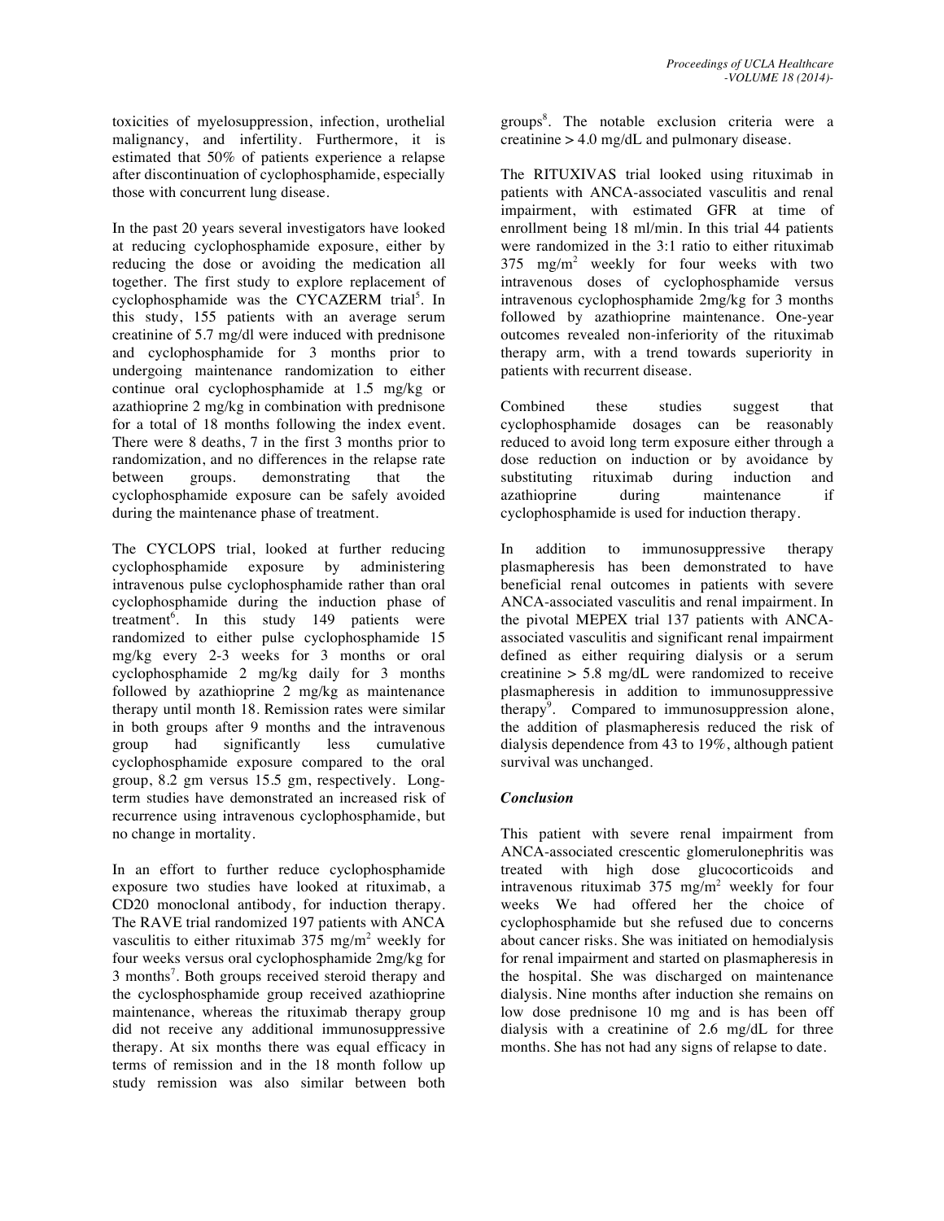toxicities of myelosuppression, infection, urothelial malignancy, and infertility. Furthermore, it is estimated that 50% of patients experience a relapse after discontinuation of cyclophosphamide, especially those with concurrent lung disease.

In the past 20 years several investigators have looked at reducing cyclophosphamide exposure, either by reducing the dose or avoiding the medication all together. The first study to explore replacement of cyclophosphamide was the CYCAZERM trial[5]. In this study, 155 patients with an average serum creatinine of 5.7 mg/dl were induced with prednisone and cyclophosphamide for 3 months prior to undergoing maintenance randomization to either continue oral cyclophosphamide at 1.5 mg/kg or azathioprine 2 mg/kg in combination with prednisone for a total of 18 months following the index event. There were 8 deaths, 7 in the first 3 months prior to randomization, and no differences in the relapse rate between groups. demonstrating that the cyclophosphamide exposure can be safely avoided during the maintenance phase of treatment.

The CYCLOPS trial, looked at further reducing cyclophosphamide exposure by administering intravenous pulse cyclophosphamide rather than oral cyclophosphamide during the induction phase of treatment[6]. In this study 149 patients were randomized to either pulse cyclophosphamide 15 mg/kg every 2-3 weeks for 3 months or oral cyclophosphamide 2 mg/kg daily for 3 months followed by azathioprine 2 mg/kg as maintenance therapy until month 18. Remission rates were similar in both groups after 9 months and the intravenous group had significantly less cumulative cyclophosphamide exposure compared to the oral group, 8.2 gm versus 15.5 gm, respectively. Long-term studies have demonstrated an increased risk of recurrence using intravenous cyclophosphamide, but no change in mortality.

In an effort to further reduce cyclophosphamide exposure two studies have looked at rituximab, a CD20 monoclonal antibody, for induction therapy. The RAVE trial randomized 197 patients with ANCA vasculitis to either rituximab 375 mg/m$^2$ weekly for four weeks versus oral cyclophosphamide 2mg/kg for 3 months[7]. Both groups received steroid therapy and the cyclosphosphamide group received azathioprine maintenance, whereas the rituximab therapy group did not receive any additional immunosuppressive therapy. At six months there was equal efficacy in terms of remission and in the 18 month follow up study remission was also similar between both groups[8]. The notable exclusion criteria were a creatinine > 4.0 mg/dL and pulmonary disease.

The RITUXIVAS trial looked using rituximab in patients with ANCA-associated vasculitis and renal impairment, with estimated GFR at time of enrollment being 18 ml/min. In this trial 44 patients were randomized in the 3:1 ratio to either rituximab 375 mg/m$^2$ weekly for four weeks with two intravenous doses of cyclophosphamide versus intravenous cyclophosphamide 2mg/kg for 3 months followed by azathioprine maintenance. One-year outcomes revealed non-inferiority of the rituximab therapy arm, with a trend towards superiority in patients with recurrent disease.

Combined these studies suggest that cyclophosphamide dosages can be reasonably reduced to avoid long term exposure either through a dose reduction on induction or by avoidance by substituting rituximab during induction and azathioprine during maintenance if cyclophosphamide is used for induction therapy.

In addition to immunosuppressive therapy plasmapheresis has been demonstrated to have beneficial renal outcomes in patients with severe ANCA-associated vasculitis and renal impairment. In the pivotal MEPEX trial 137 patients with ANCA-associated vasculitis and significant renal impairment defined as either requiring dialysis or a serum creatinine > 5.8 mg/dL were randomized to receive plasmapheresis in addition to immunosuppressive therapy[9]. Compared to immunosuppression alone, the addition of plasmapheresis reduced the risk of dialysis dependence from 43 to 19%, although patient survival was unchanged.

### *Conclusion*

This patient with severe renal impairment from ANCA-associated crescentic glomerulonephritis was treated with high dose glucocorticoids and intravenous rituximab 375 mg/m$^2$ weekly for four weeks We had offered her the choice of cyclophosphamide but she refused due to concerns about cancer risks. She was initiated on hemodialysis for renal impairment and started on plasmapheresis in the hospital. She was discharged on maintenance dialysis. Nine months after induction she remains on low dose prednisone 10 mg and is has been off dialysis with a creatinine of 2.6 mg/dL for three months. She has not had any signs of relapse to date.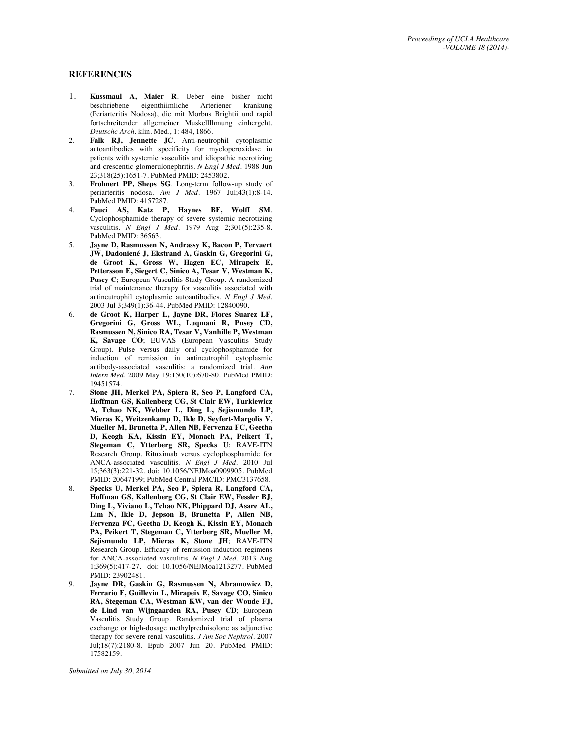## REFERENCES

1. **Kussmaul A, Maier R**. Ueber eine bisher nicht beschriebene eigenthiimliche Arteriener krankung (Periarteritis Nodosa), die mit Morbus Brightii und rapid fortschreitender allgemeiner Muskelllhmung einhcrgeht. *Deutschc Arch*. klin. Med., 1: 484, 1866.
2. **Falk RJ, Jennette JC**. Anti-neutrophil cytoplasmic autoantibodies with specificity for myeloperoxidase in patients with systemic vasculitis and idiopathic necrotizing and crescentic glomerulonephritis. *N Engl J Med*. 1988 Jun 23;318(25):1651-7. PubMed PMID: 2453802.
3. **Frohnert PP, Sheps SG**. Long-term follow-up study of periarteritis nodosa. *Am J Med*. 1967 Jul;43(1):8-14. PubMed PMID: 4157287.
4. **Fauci AS, Katz P, Haynes BF, Wolff SM**. Cyclophosphamide therapy of severe systemic necrotizing vasculitis. *N Engl J Med*. 1979 Aug 2;301(5):235-8. PubMed PMID: 36563.
5. **Jayne D, Rasmussen N, Andrassy K, Bacon P, Tervaert JW, Dadoniené J, Ekstrand A, Gaskin G, Gregorini G, de Groot K, Gross W, Hagen EC, Mirapeix E, Pettersson E, Siegert C, Sinico A, Tesar V, Westman K, Pusey C**; European Vasculitis Study Group. A randomized trial of maintenance therapy for vasculitis associated with antineutrophil cytoplasmic autoantibodies. *N Engl J Med*. 2003 Jul 3;349(1):36-44. PubMed PMID: 12840090.
6. **de Groot K, Harper L, Jayne DR, Flores Suarez LF, Gregorini G, Gross WL, Luqmani R, Pusey CD, Rasmussen N, Sinico RA, Tesar V, Vanhille P, Westman K, Savage CO**; EUVAS (European Vasculitis Study Group). Pulse versus daily oral cyclophosphamide for induction of remission in antineutrophil cytoplasmic antibody-associated vasculitis: a randomized trial. *Ann Intern Med*. 2009 May 19;150(10):670-80. PubMed PMID: 19451574.
7. **Stone JH, Merkel PA, Spiera R, Seo P, Langford CA, Hoffman GS, Kallenberg CG, St Clair EW, Turkiewicz A, Tchao NK, Webber L, Ding L, Sejismundo LP, Mieras K, Weitzenkamp D, Ikle D, Seyfert-Margolis V, Mueller M, Brunetta P, Allen NB, Fervenza FC, Geetha D, Keogh KA, Kissin EY, Monach PA, Peikert T, Stegeman C, Ytterberg SR, Specks U**; RAVE-ITN Research Group. Rituximab versus cyclophosphamide for ANCA-associated vasculitis. *N Engl J Med*. 2010 Jul 15;363(3):221-32. doi: 10.1056/NEJMoa0909905. PubMed PMID: 20647199; PubMed Central PMCID: PMC3137658.
8. **Specks U, Merkel PA, Seo P, Spiera R, Langford CA, Hoffman GS, Kallenberg CG, St Clair EW, Fessler BJ, Ding L, Viviano L, Tchao NK, Phippard DJ, Asare AL, Lim N, Ikle D, Jepson B, Brunetta P, Allen NB, Fervenza FC, Geetha D, Keogh K, Kissin EY, Monach PA, Peikert T, Stegeman C, Ytterberg SR, Mueller M, Sejismundo LP, Mieras K, Stone JH**; RAVE-ITN Research Group. Efficacy of remission-induction regimens for ANCA-associated vasculitis. *N Engl J Med*. 2013 Aug 1;369(5):417-27. doi: 10.1056/NEJMoa1213277. PubMed PMID: 23902481.
9. **Jayne DR, Gaskin G, Rasmussen N, Abramowicz D, Ferrario F, Guillevin L, Mirapeix E, Savage CO, Sinico RA, Stegeman CA, Westman KW, van der Woude FJ, de Lind van Wijngaarden RA, Pusey CD**; European Vasculitis Study Group. Randomized trial of plasma exchange or high-dosage methylprednisolone as adjunctive therapy for severe renal vasculitis. *J Am Soc Nephrol*. 2007 Jul;18(7):2180-8. Epub 2007 Jun 20. PubMed PMID: 17582159.

*Submitted on July 30, 2014*